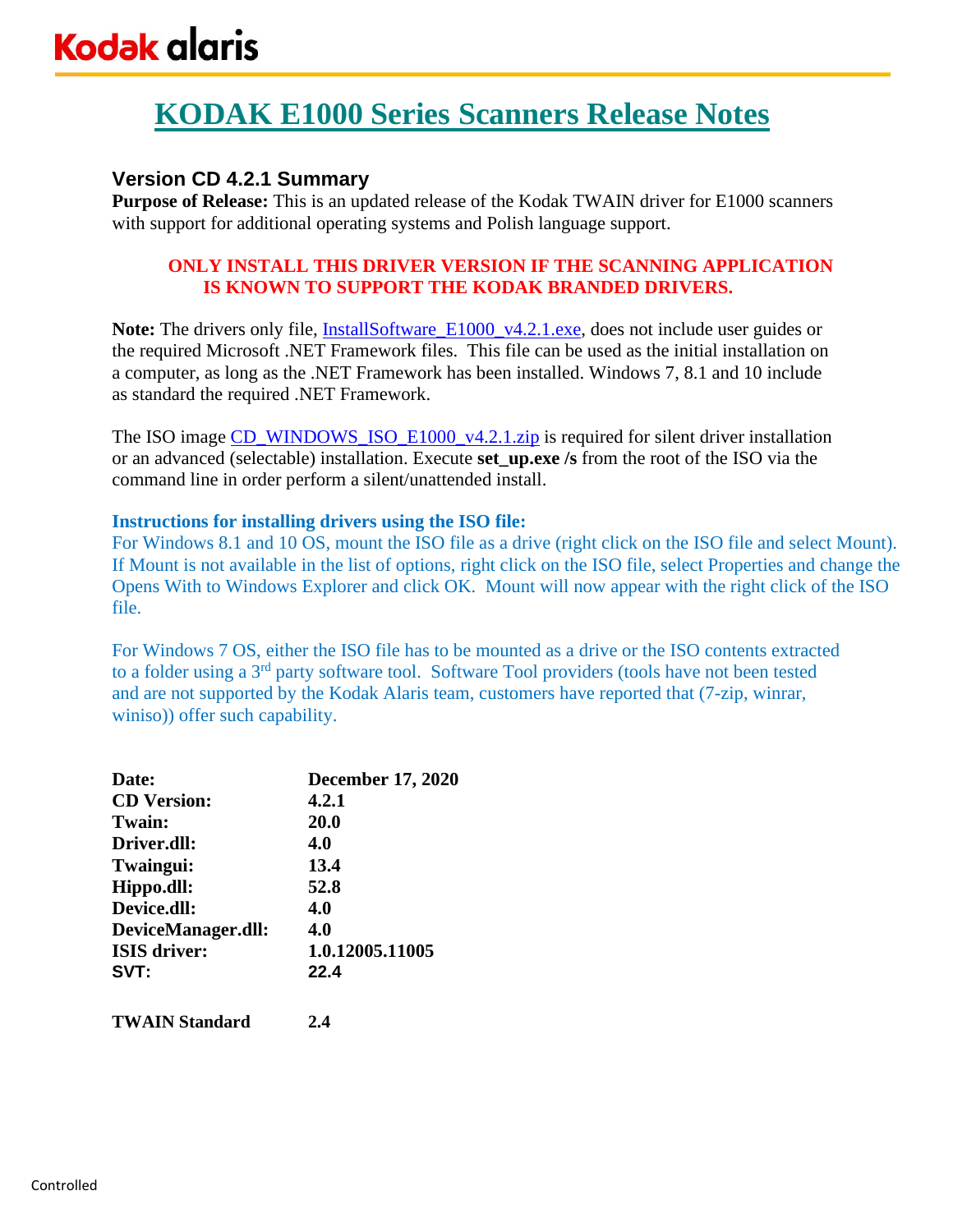Kodak alaris

# KODAK E1000 Series Scanners Release Notes

## Version CD 4.2.1 Summary

**Purpose of Release:** This is an updated release of the Kodak TWAIN driver for E1000 scanners with support for additional operating systems and Polish language support.

**ONLY INSTALL THIS DRIVER VERSION IF THE SCANNING APPLICATION IS KNOWN TO SUPPORT THE KODAK BRANDED DRIVERS.**

**Note:** The drivers only file, InstallSoftware_E1000_v4.2.1.exe, does not include user guides or the required Microsoft .NET Framework files. This file can be used as the initial installation on a computer, as long as the .NET Framework has been installed. Windows 7, 8.1 and 10 include as standard the required .NET Framework.

The ISO image CD_WINDOWS_ISO_E1000_v4.2.1.zip is required for silent driver installation or an advanced (selectable) installation. Execute **set_up.exe /s** from the root of the ISO via the command line in order perform a silent/unattended install.

**Instructions for installing drivers using the ISO file:**

For Windows 8.1 and 10 OS, mount the ISO file as a drive (right click on the ISO file and select Mount). If Mount is not available in the list of options, right click on the ISO file, select Properties and change the Opens With to Windows Explorer and click OK. Mount will now appear with the right click of the ISO file.

For Windows 7 OS, either the ISO file has to be mounted as a drive or the ISO contents extracted to a folder using a 3rd party software tool. Software Tool providers (tools have not been tested and are not supported by the Kodak Alaris team, customers have reported that (7-zip, winrar, winiso)) offer such capability.

| | |
|---|---|
| **Date:** | **December 17, 2020** |
| **CD Version:** | **4.2.1** |
| **Twain:** | **20.0** |
| **Driver.dll:** | **4.0** |
| **Twaingui:** | **13.4** |
| **Hippo.dll:** | **52.8** |
| **Device.dll:** | **4.0** |
| **DeviceManager.dll:** | **4.0** |
| **ISIS driver:** | **1.0.12005.11005** |
| **SVT:** | **22.4** |
| **TWAIN Standard** | **2.4** |

Controlled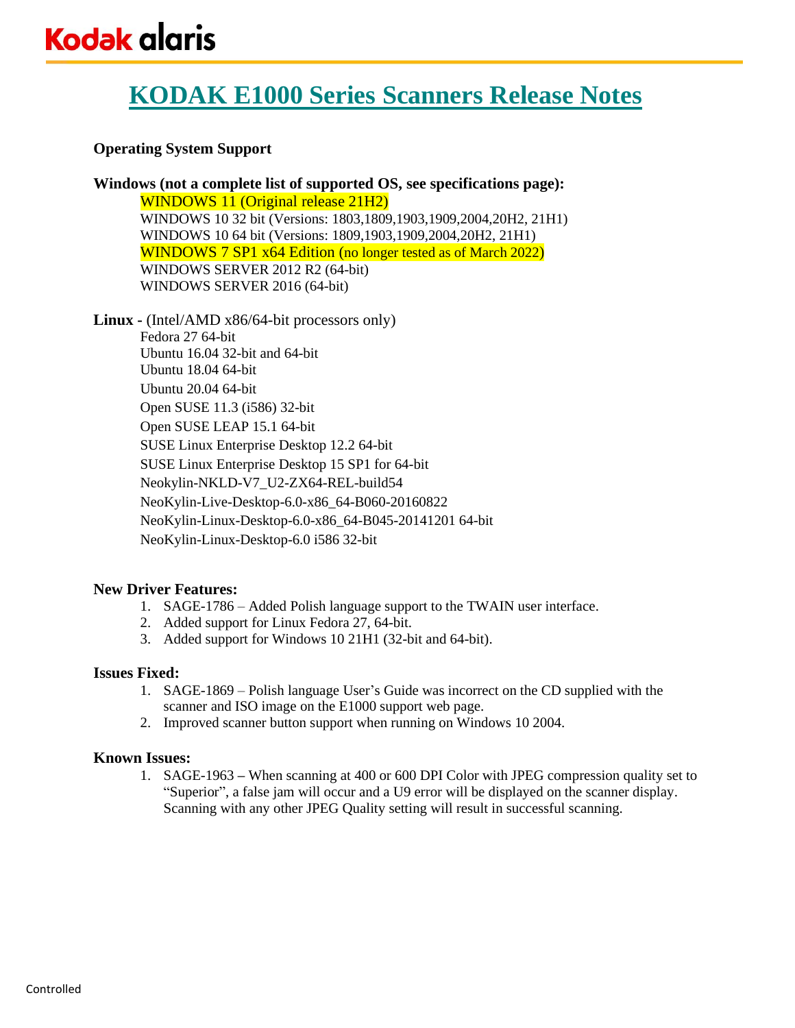# KODAK E1000 Series Scanners Release Notes

**Operating System Support**

**Windows (not a complete list of supported OS, see specifications page):**

- WINDOWS 11 (Original release 21H2)
- WINDOWS 10 32 bit (Versions: 1803,1809,1903,1909,2004,20H2, 21H1)
- WINDOWS 10 64 bit (Versions: 1809,1903,1909,2004,20H2, 21H1)
- WINDOWS 7 SP1 x64 Edition (no longer tested as of March 2022)
- WINDOWS SERVER 2012 R2 (64-bit)
- WINDOWS SERVER 2016 (64-bit)

**Linux -** (Intel/AMD x86/64-bit processors only)

- Fedora 27 64-bit
- Ubuntu 16.04 32-bit and 64-bit
- Ubuntu 18.04 64-bit
- Ubuntu 20.04 64-bit
- Open SUSE 11.3 (i586) 32-bit
- Open SUSE LEAP 15.1 64-bit
- SUSE Linux Enterprise Desktop 12.2 64-bit
- SUSE Linux Enterprise Desktop 15 SP1 for 64-bit
- Neokylin-NKLD-V7_U2-ZX64-REL-build54
- NeoKylin-Live-Desktop-6.0-x86_64-B060-20160822
- NeoKylin-Linux-Desktop-6.0-x86_64-B045-20141201 64-bit
- NeoKylin-Linux-Desktop-6.0 i586 32-bit

**New Driver Features:**

1. SAGE-1786 – Added Polish language support to the TWAIN user interface.
2. Added support for Linux Fedora 27, 64-bit.
3. Added support for Windows 10 21H1 (32-bit and 64-bit).

**Issues Fixed:**

1. SAGE-1869 – Polish language User's Guide was incorrect on the CD supplied with the scanner and ISO image on the E1000 support web page.
2. Improved scanner button support when running on Windows 10 2004.

**Known Issues:**

1. SAGE-1963 **–** When scanning at 400 or 600 DPI Color with JPEG compression quality set to "Superior", a false jam will occur and a U9 error will be displayed on the scanner display. Scanning with any other JPEG Quality setting will result in successful scanning.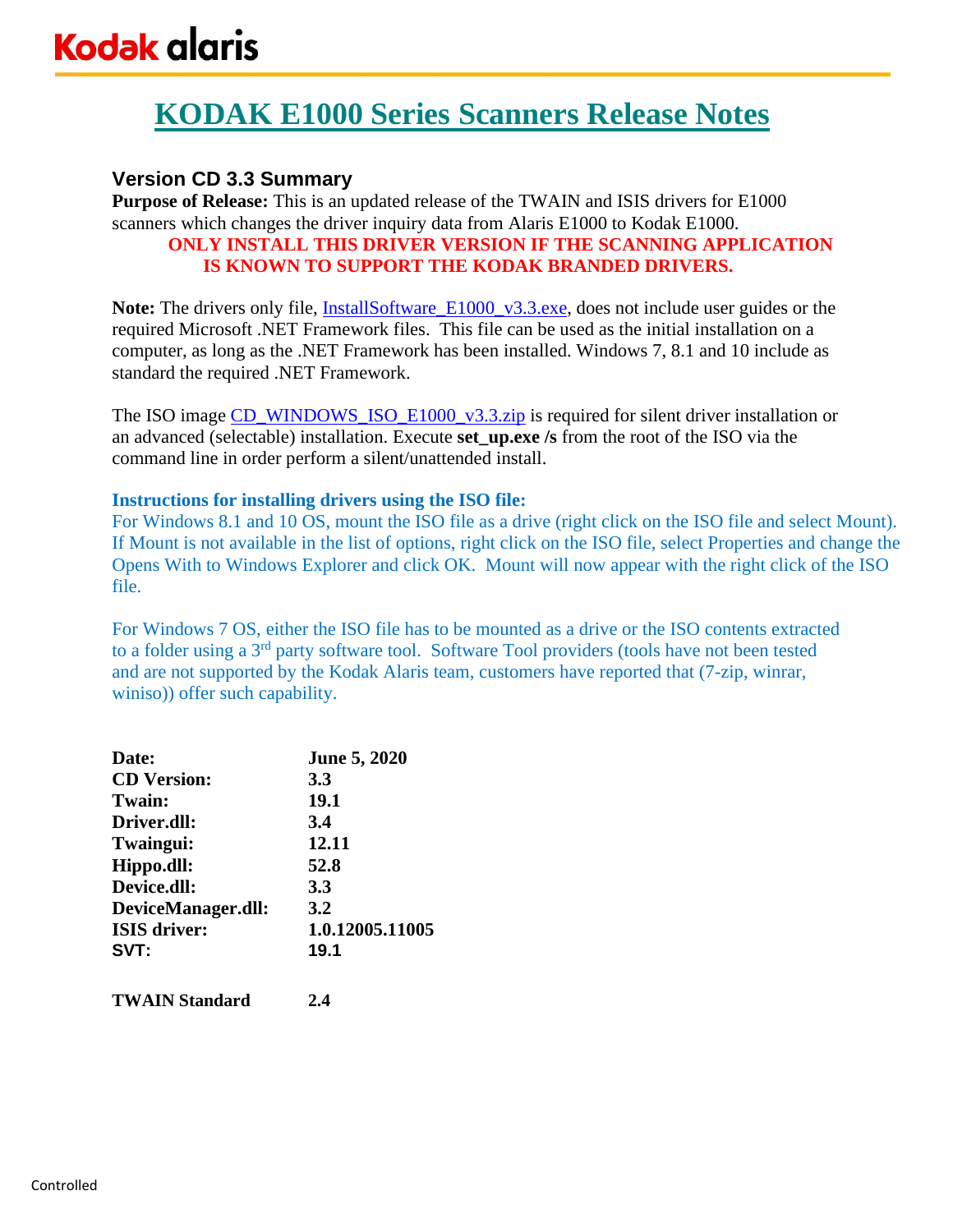# KODAK E1000 Series Scanners Release Notes

## Version CD 3.3 Summary

**Purpose of Release:** This is an updated release of the TWAIN and ISIS drivers for E1000 scanners which changes the driver inquiry data from Alaris E1000 to Kodak E1000.

**ONLY INSTALL THIS DRIVER VERSION IF THE SCANNING APPLICATION IS KNOWN TO SUPPORT THE KODAK BRANDED DRIVERS.**

**Note:** The drivers only file, InstallSoftware_E1000_v3.3.exe, does not include user guides or the required Microsoft .NET Framework files. This file can be used as the initial installation on a computer, as long as the .NET Framework has been installed. Windows 7, 8.1 and 10 include as standard the required .NET Framework.

The ISO image CD_WINDOWS_ISO_E1000_v3.3.zip is required for silent driver installation or an advanced (selectable) installation. Execute **set_up.exe /s** from the root of the ISO via the command line in order perform a silent/unattended install.

**Instructions for installing drivers using the ISO file:**

For Windows 8.1 and 10 OS, mount the ISO file as a drive (right click on the ISO file and select Mount). If Mount is not available in the list of options, right click on the ISO file, select Properties and change the Opens With to Windows Explorer and click OK. Mount will now appear with the right click of the ISO file.

For Windows 7 OS, either the ISO file has to be mounted as a drive or the ISO contents extracted to a folder using a 3rd party software tool. Software Tool providers (tools have not been tested and are not supported by the Kodak Alaris team, customers have reported that (7-zip, winrar, winiso)) offer such capability.

| | |
|---|---|
| **Date:** | **June 5, 2020** |
| **CD Version:** | **3.3** |
| **Twain:** | **19.1** |
| **Driver.dll:** | **3.4** |
| **Twaingui:** | **12.11** |
| **Hippo.dll:** | **52.8** |
| **Device.dll:** | **3.3** |
| **DeviceManager.dll:** | **3.2** |
| **ISIS driver:** | **1.0.12005.11005** |
| **SVT:** | **19.1** |
| | |
| **TWAIN Standard** | **2.4** |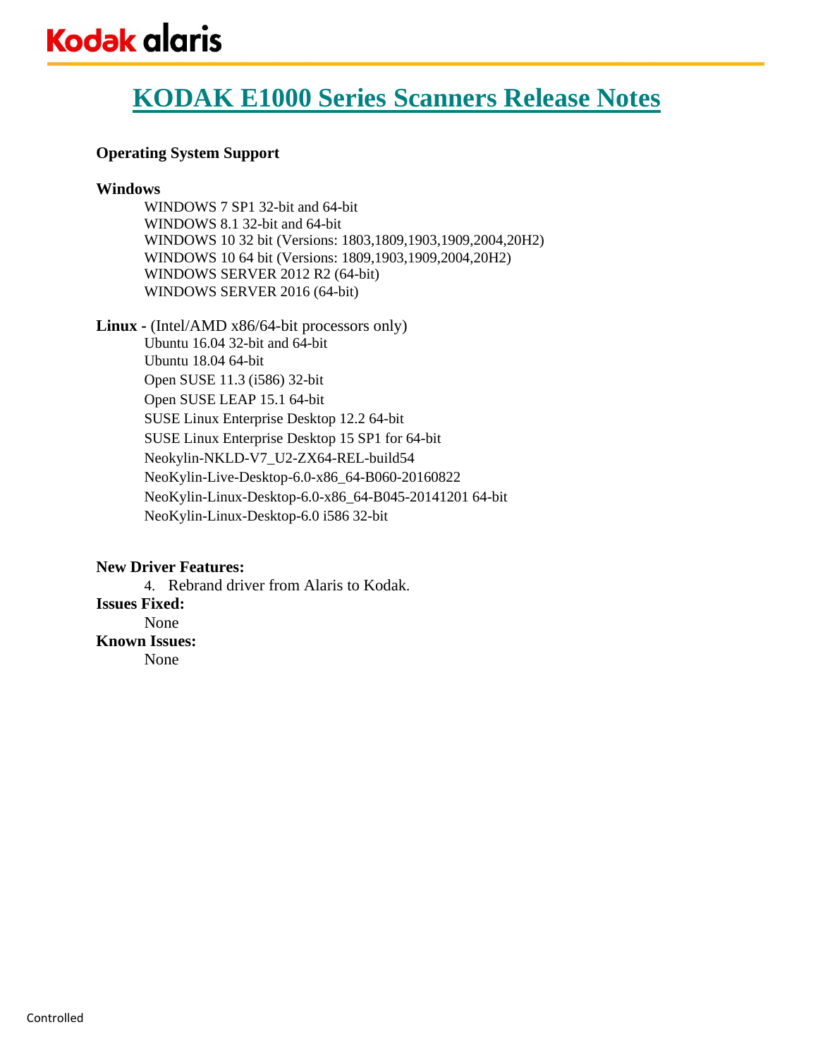# KODAK E1000 Series Scanners Release Notes

**Operating System Support**

**Windows**

WINDOWS 7 SP1 32-bit and 64-bit
WINDOWS 8.1 32-bit and 64-bit
WINDOWS 10 32 bit (Versions: 1803,1809,1903,1909,2004,20H2)
WINDOWS 10 64 bit (Versions: 1809,1903,1909,2004,20H2)
WINDOWS SERVER 2012 R2 (64-bit)
WINDOWS SERVER 2016 (64-bit)

**Linux -** (Intel/AMD x86/64-bit processors only)

Ubuntu 16.04 32-bit and 64-bit
Ubuntu 18.04 64-bit
Open SUSE 11.3 (i586) 32-bit
Open SUSE LEAP 15.1 64-bit
SUSE Linux Enterprise Desktop 12.2 64-bit
SUSE Linux Enterprise Desktop 15 SP1 for 64-bit
Neokylin-NKLD-V7_U2-ZX64-REL-build54
NeoKylin-Live-Desktop-6.0-x86_64-B060-20160822
NeoKylin-Linux-Desktop-6.0-x86_64-B045-20141201 64-bit
NeoKylin-Linux-Desktop-6.0 i586 32-bit

**New Driver Features:**

4. Rebrand driver from Alaris to Kodak.

**Issues Fixed:**

None

**Known Issues:**

None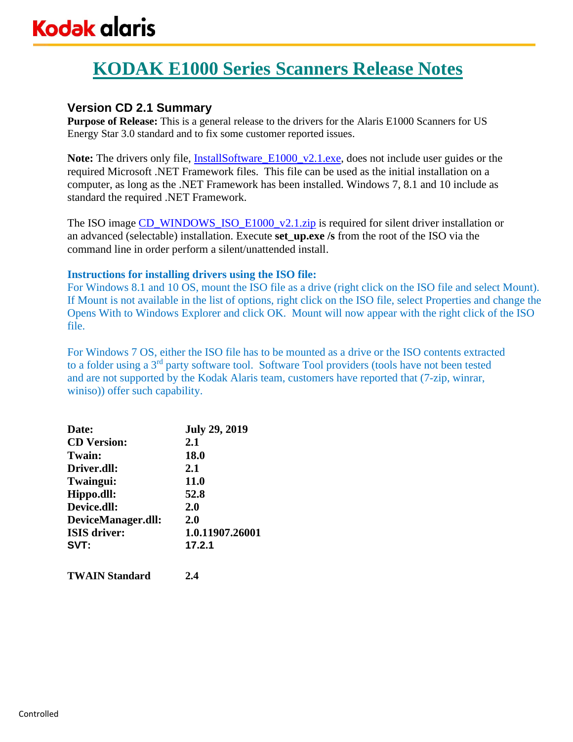# KODAK E1000 Series Scanners Release Notes

## Version CD 2.1 Summary

**Purpose of Release:** This is a general release to the drivers for the Alaris E1000 Scanners for US Energy Star 3.0 standard and to fix some customer reported issues.

**Note:** The drivers only file, InstallSoftware_E1000_v2.1.exe, does not include user guides or the required Microsoft .NET Framework files. This file can be used as the initial installation on a computer, as long as the .NET Framework has been installed. Windows 7, 8.1 and 10 include as standard the required .NET Framework.

The ISO image CD_WINDOWS_ISO_E1000_v2.1.zip is required for silent driver installation or an advanced (selectable) installation. Execute **set_up.exe /s** from the root of the ISO via the command line in order perform a silent/unattended install.

**Instructions for installing drivers using the ISO file:**

For Windows 8.1 and 10 OS, mount the ISO file as a drive (right click on the ISO file and select Mount). If Mount is not available in the list of options, right click on the ISO file, select Properties and change the Opens With to Windows Explorer and click OK. Mount will now appear with the right click of the ISO file.

For Windows 7 OS, either the ISO file has to be mounted as a drive or the ISO contents extracted to a folder using a 3rd party software tool. Software Tool providers (tools have not been tested and are not supported by the Kodak Alaris team, customers have reported that (7-zip, winrar, winiso)) offer such capability.

| | |
|---|---|
| **Date:** | **July 29, 2019** |
| **CD Version:** | **2.1** |
| **Twain:** | **18.0** |
| **Driver.dll:** | **2.1** |
| **Twaingui:** | **11.0** |
| **Hippo.dll:** | **52.8** |
| **Device.dll:** | **2.0** |
| **DeviceManager.dll:** | **2.0** |
| **ISIS driver:** | **1.0.11907.26001** |
| **SVT:** | **17.2.1** |
| | |
| **TWAIN Standard** | **2.4** |

Controlled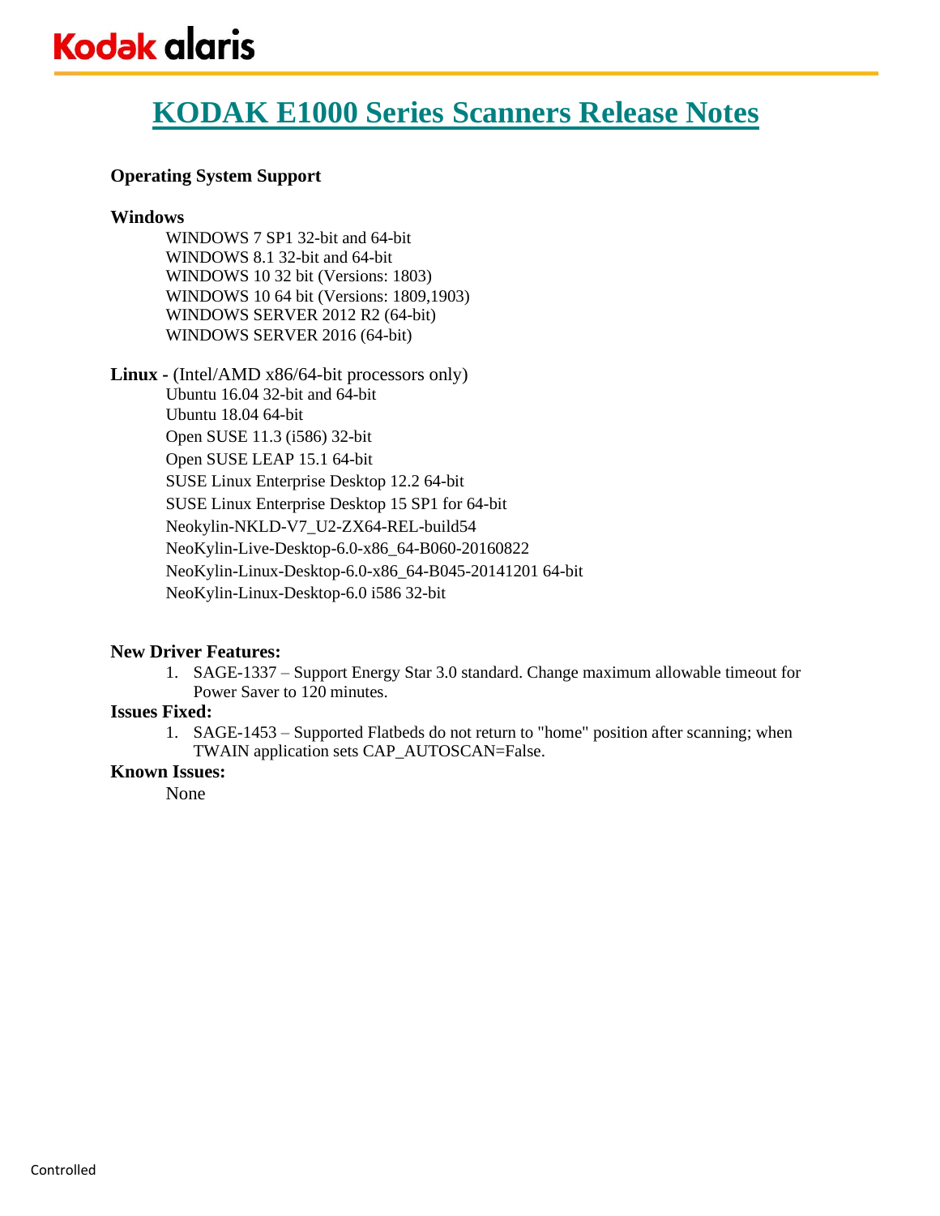# KODAK E1000 Series Scanners Release Notes

**Operating System Support**

**Windows**

WINDOWS 7 SP1 32-bit and 64-bit
WINDOWS 8.1 32-bit and 64-bit
WINDOWS 10 32 bit (Versions: 1803)
WINDOWS 10 64 bit (Versions: 1809,1903)
WINDOWS SERVER 2012 R2 (64-bit)
WINDOWS SERVER 2016 (64-bit)

**Linux -** (Intel/AMD x86/64-bit processors only)

Ubuntu 16.04 32-bit and 64-bit
Ubuntu 18.04 64-bit
Open SUSE 11.3 (i586) 32-bit
Open SUSE LEAP 15.1 64-bit
SUSE Linux Enterprise Desktop 12.2 64-bit
SUSE Linux Enterprise Desktop 15 SP1 for 64-bit
Neokylin-NKLD-V7_U2-ZX64-REL-build54
NeoKylin-Live-Desktop-6.0-x86_64-B060-20160822
NeoKylin-Linux-Desktop-6.0-x86_64-B045-20141201 64-bit
NeoKylin-Linux-Desktop-6.0 i586 32-bit

**New Driver Features:**

1. SAGE-1337 – Support Energy Star 3.0 standard. Change maximum allowable timeout for Power Saver to 120 minutes.

**Issues Fixed:**

1. SAGE-1453 – Supported Flatbeds do not return to "home" position after scanning; when TWAIN application sets CAP_AUTOSCAN=False.

**Known Issues:**

None